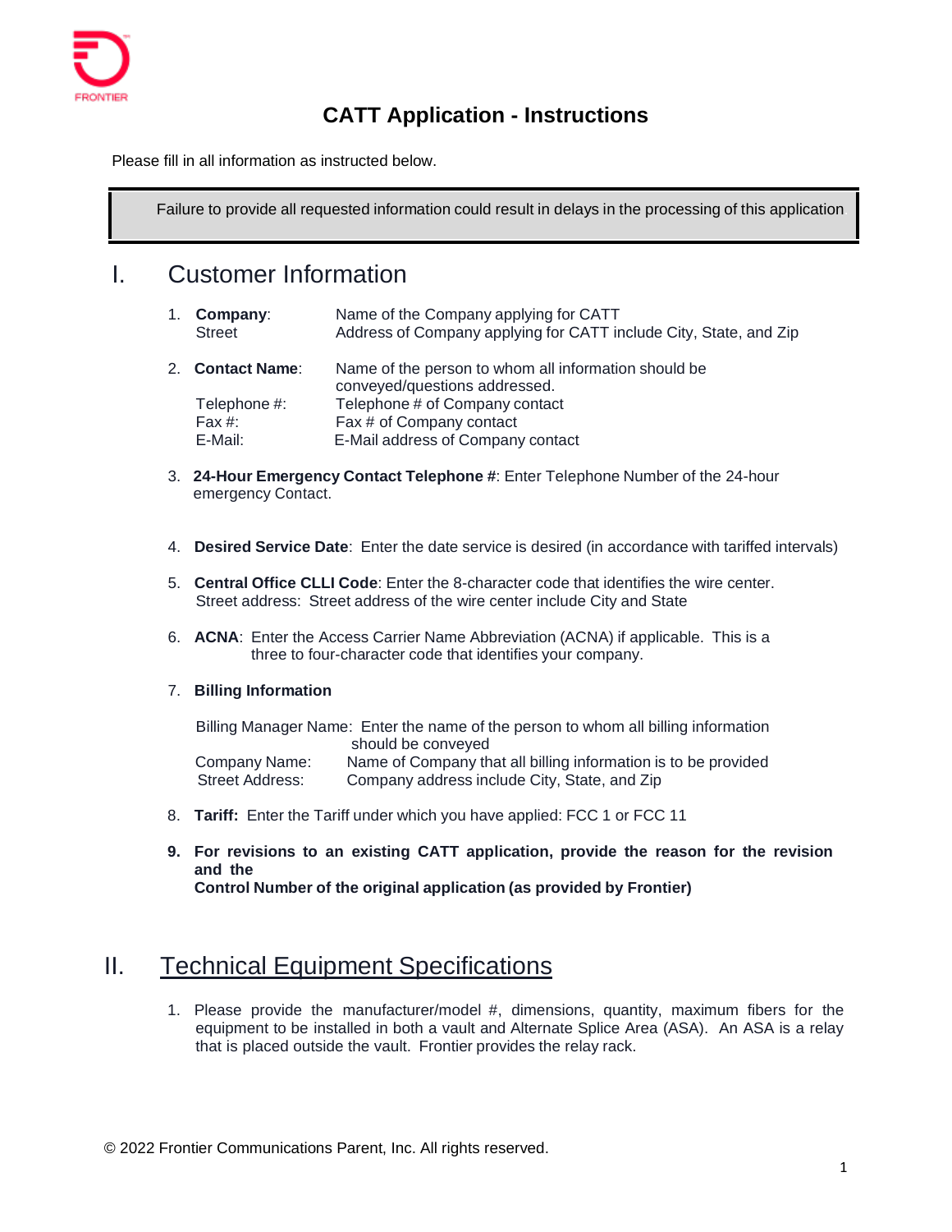# CATT Application - Instructions

Please fill in all information as instructed below.

> Failure to provide all requested information could result in delays in the processing of this application

## I. Customer Information

1. **Company**: Name of the Company applying for CATT
   Street: Address of Company applying for CATT include City, State, and Zip

2. **Contact Name**: Name of the person to whom all information should be conveyed/questions addressed.
   Telephone #: Telephone # of Company contact
   Fax #: Fax # of Company contact
   E-Mail: E-Mail address of Company contact

3. **24-Hour Emergency Contact Telephone #**: Enter Telephone Number of the 24-hour emergency Contact.

4. **Desired Service Date**: Enter the date service is desired (in accordance with tariffed intervals)

5. **Central Office CLLI Code**: Enter the 8-character code that identifies the wire center.
   Street address: Street address of the wire center include City and State

6. **ACNA**: Enter the Access Carrier Name Abbreviation (ACNA) if applicable. This is a three to four-character code that identifies your company.

7. **Billing Information**

   Billing Manager Name: Enter the name of the person to whom all billing information should be conveyed
   Company Name: Name of Company that all billing information is to be provided
   Street Address: Company address include City, State, and Zip

8. **Tariff:** Enter the Tariff under which you have applied: FCC 1 or FCC 11

9. **For revisions to an existing CATT application, provide the reason for the revision and the Control Number of the original application (as provided by Frontier)**

## II. Technical Equipment Specifications

1. Please provide the manufacturer/model #, dimensions, quantity, maximum fibers for the equipment to be installed in both a vault and Alternate Splice Area (ASA). An ASA is a relay that is placed outside the vault. Frontier provides the relay rack.

© 2022 Frontier Communications Parent, Inc. All rights reserved.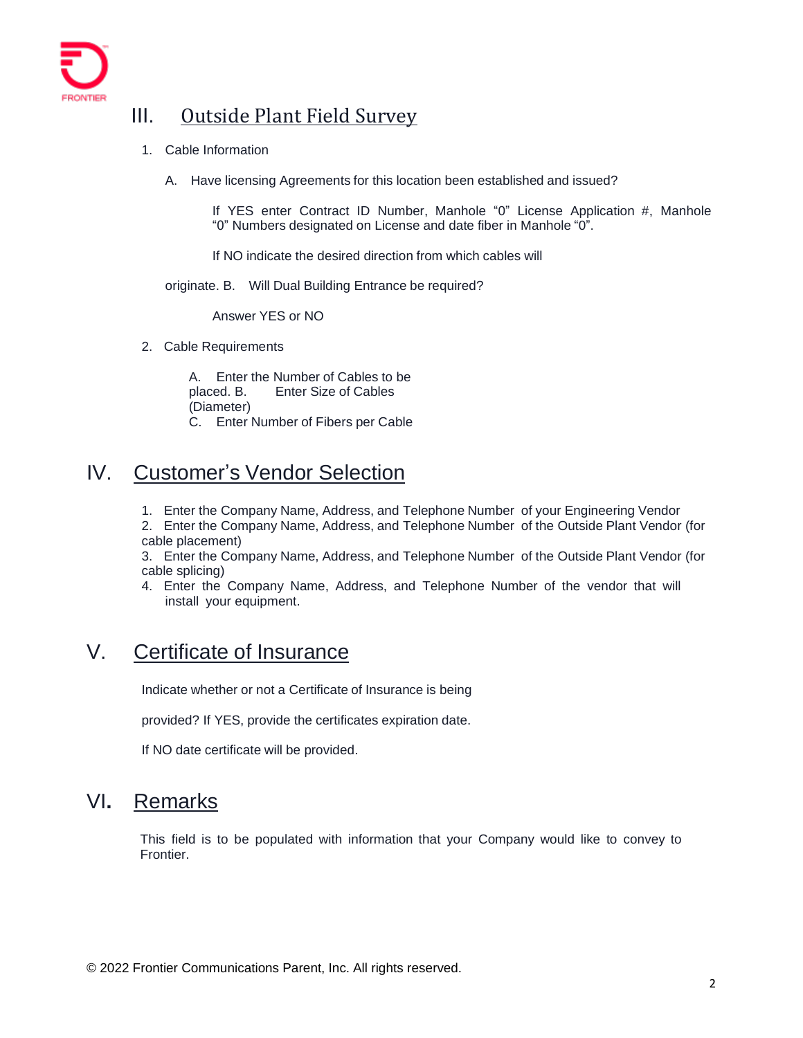## III. Outside Plant Field Survey

1. Cable Information

   A. Have licensing Agreements for this location been established and issued?

   If YES enter Contract ID Number, Manhole "0" License Application #, Manhole "0" Numbers designated on License and date fiber in Manhole "0".

   If NO indicate the desired direction from which cables will originate.

   B. Will Dual Building Entrance be required?

   Answer YES or NO

2. Cable Requirements

   A. Enter the Number of Cables to be placed.
   B. Enter Size of Cables (Diameter)
   C. Enter Number of Fibers per Cable

## IV. Customer's Vendor Selection

1. Enter the Company Name, Address, and Telephone Number of your Engineering Vendor
2. Enter the Company Name, Address, and Telephone Number of the Outside Plant Vendor (for cable placement)
3. Enter the Company Name, Address, and Telephone Number of the Outside Plant Vendor (for cable splicing)
4. Enter the Company Name, Address, and Telephone Number of the vendor that will install your equipment.

## V. Certificate of Insurance

Indicate whether or not a Certificate of Insurance is being provided? If YES, provide the certificates expiration date.

If NO date certificate will be provided.

## VI. Remarks

This field is to be populated with information that your Company would like to convey to Frontier.

© 2022 Frontier Communications Parent, Inc. All rights reserved.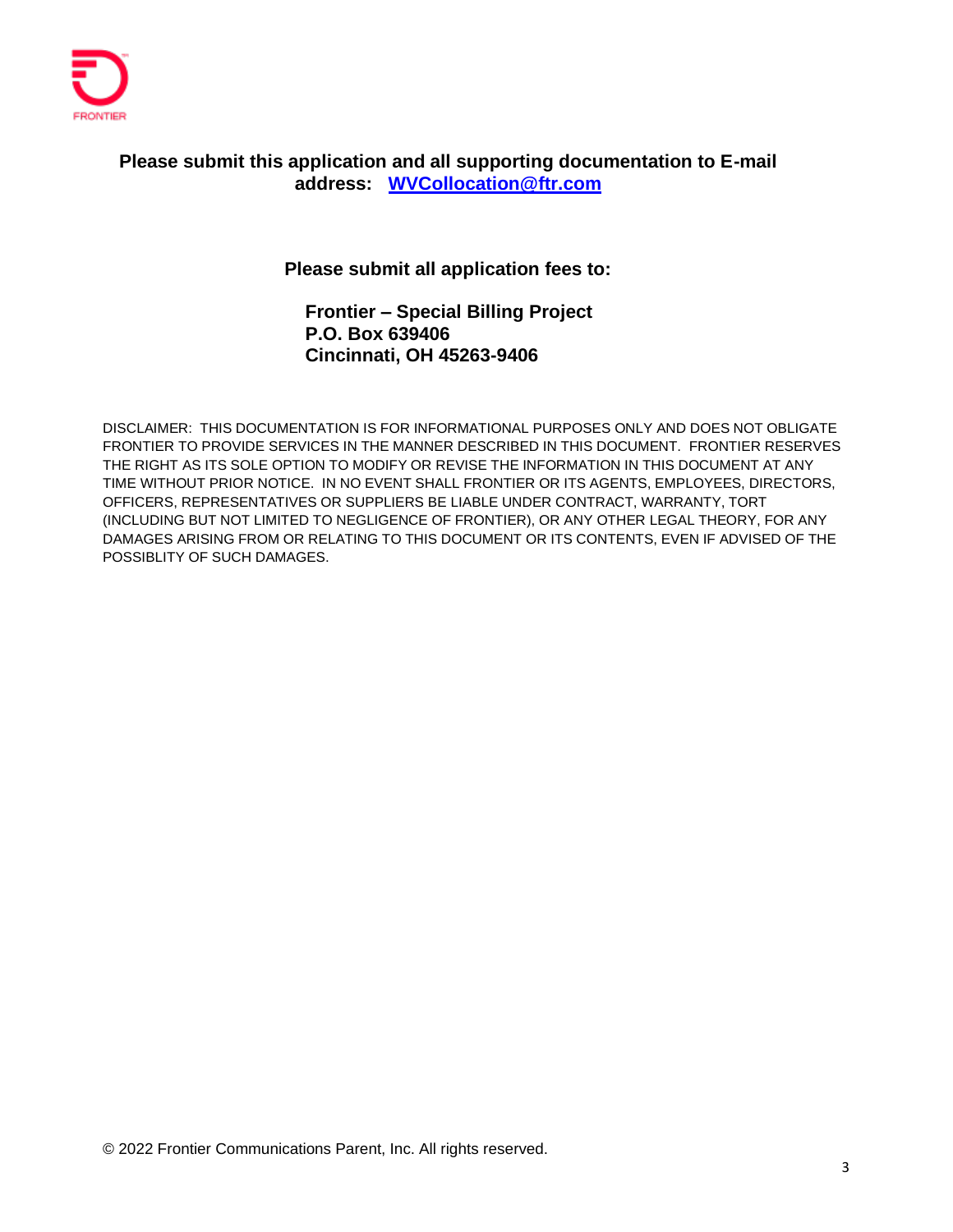**Please submit this application and all supporting documentation to E-mail address: WVCollocation@ftr.com**

**Please submit all application fees to:**

**Frontier – Special Billing Project**
**P.O. Box 639406**
**Cincinnati, OH 45263-9406**

DISCLAIMER: THIS DOCUMENTATION IS FOR INFORMATIONAL PURPOSES ONLY AND DOES NOT OBLIGATE FRONTIER TO PROVIDE SERVICES IN THE MANNER DESCRIBED IN THIS DOCUMENT. FRONTIER RESERVES THE RIGHT AS ITS SOLE OPTION TO MODIFY OR REVISE THE INFORMATION IN THIS DOCUMENT AT ANY TIME WITHOUT PRIOR NOTICE. IN NO EVENT SHALL FRONTIER OR ITS AGENTS, EMPLOYEES, DIRECTORS, OFFICERS, REPRESENTATIVES OR SUPPLIERS BE LIABLE UNDER CONTRACT, WARRANTY, TORT (INCLUDING BUT NOT LIMITED TO NEGLIGENCE OF FRONTIER), OR ANY OTHER LEGAL THEORY, FOR ANY DAMAGES ARISING FROM OR RELATING TO THIS DOCUMENT OR ITS CONTENTS, EVEN IF ADVISED OF THE POSSIBLITY OF SUCH DAMAGES.

© 2022 Frontier Communications Parent, Inc. All rights reserved.